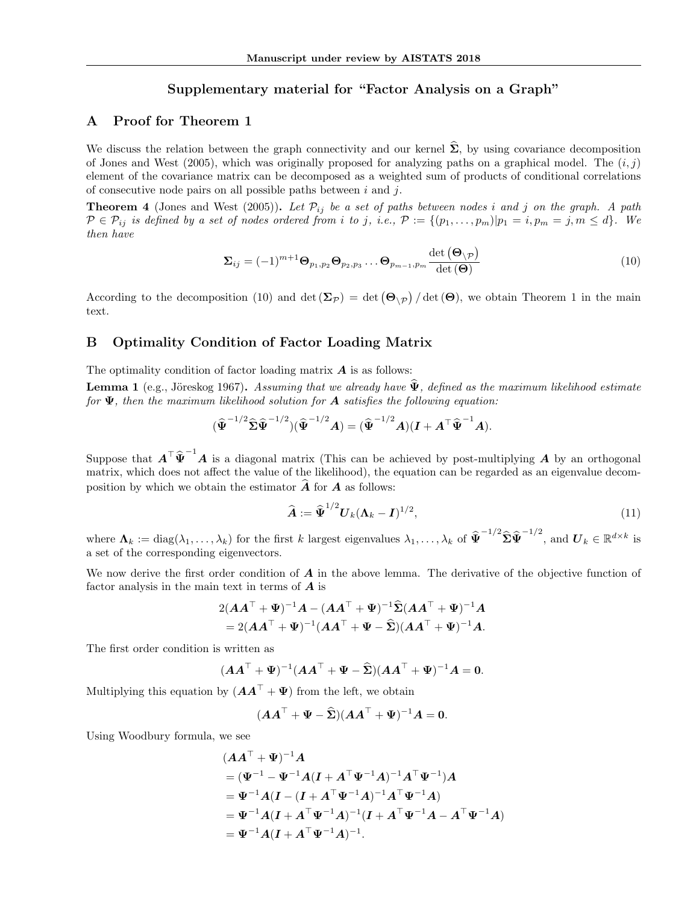# Supplementary material for "Factor Analysis on a Graph"

## A Proof for Theorem 1

We discuss the relation between the graph connectivity and our kernel $\widehat{\boldsymbol{\Sigma}}$, by using covariance decomposition of Jones and West (2005), which was originally proposed for analyzing paths on a graphical model. The $(i,j)$ element of the covariance matrix can be decomposed as a weighted sum of products of conditional correlations of consecutive node pairs on all possible paths between $i$ and $j$.

**Theorem 4** (Jones and West (2005)). *Let $\mathcal{P}_{ij}$ be a set of paths between nodes $i$ and $j$ on the graph. A path $\mathcal{P} \in \mathcal{P}_{ij}$ is defined by a set of nodes ordered from $i$ to $j$, i.e., $\mathcal{P} := \{(p_1, \ldots, p_m) | p_1 = i, p_m = j, m \leq d\}$. We then have*

$$\boldsymbol{\Sigma}_{ij} = (-1)^{m+1} \boldsymbol{\Theta}_{p_1,p_2} \boldsymbol{\Theta}_{p_2,p_3} \ldots \boldsymbol{\Theta}_{p_{m-1},p_m} \frac{\det\left(\boldsymbol{\Theta}_{\setminus \mathcal{P}}\right)}{\det\left(\boldsymbol{\Theta}\right)} \tag{10}$$

According to the decomposition (10) and $\det\left(\boldsymbol{\Sigma}_{\mathcal{P}}\right) = \det\left(\boldsymbol{\Theta}_{\setminus \mathcal{P}}\right) / \det\left(\boldsymbol{\Theta}\right)$, we obtain Theorem 1 in the main text.

## B Optimality Condition of Factor Loading Matrix

The optimality condition of factor loading matrix $\boldsymbol{A}$ is as follows:

**Lemma 1** (e.g., Jöreskog 1967). *Assuming that we already have $\widehat{\boldsymbol{\Psi}}$, defined as the maximum likelihood estimate for $\boldsymbol{\Psi}$, then the maximum likelihood solution for $\boldsymbol{A}$ satisfies the following equation:*

$$(\widehat{\boldsymbol{\Psi}}^{-1/2} \widehat{\boldsymbol{\Sigma}} \widehat{\boldsymbol{\Psi}}^{-1/2})(\widehat{\boldsymbol{\Psi}}^{-1/2} \boldsymbol{A}) = (\widehat{\boldsymbol{\Psi}}^{-1/2} \boldsymbol{A})(\boldsymbol{I} + \boldsymbol{A}^{\top} \widehat{\boldsymbol{\Psi}}^{-1} \boldsymbol{A}).$$

Suppose that $\boldsymbol{A}^{\top} \widehat{\boldsymbol{\Psi}}^{-1} \boldsymbol{A}$ is a diagonal matrix (This can be achieved by post-multiplying $\boldsymbol{A}$ by an orthogonal matrix, which does not affect the value of the likelihood), the equation can be regarded as an eigenvalue decomposition by which we obtain the estimator $\widehat{\boldsymbol{A}}$ for $\boldsymbol{A}$ as follows:

$$\widehat{\boldsymbol{A}} := \widehat{\boldsymbol{\Psi}}^{1/2} \boldsymbol{U}_k (\boldsymbol{\Lambda}_k - \boldsymbol{I})^{1/2}, \tag{11}$$

where $\boldsymbol{\Lambda}_k := \mathrm{diag}(\lambda_1, \ldots, \lambda_k)$ for the first $k$ largest eigenvalues $\lambda_1, \ldots, \lambda_k$ of $\widehat{\boldsymbol{\Psi}}^{-1/2} \widehat{\boldsymbol{\Sigma}} \widehat{\boldsymbol{\Psi}}^{-1/2}$, and $\boldsymbol{U}_k \in \mathbb{R}^{d \times k}$ is a set of the corresponding eigenvectors.

We now derive the first order condition of $\boldsymbol{A}$ in the above lemma. The derivative of the objective function of factor analysis in the main text in terms of $\boldsymbol{A}$ is

$$\begin{aligned}
&2(\boldsymbol{A}\boldsymbol{A}^{\top} + \boldsymbol{\Psi})^{-1} \boldsymbol{A} - (\boldsymbol{A}\boldsymbol{A}^{\top} + \boldsymbol{\Psi})^{-1} \widehat{\boldsymbol{\Sigma}} (\boldsymbol{A}\boldsymbol{A}^{\top} + \boldsymbol{\Psi})^{-1} \boldsymbol{A} \\
&= 2(\boldsymbol{A}\boldsymbol{A}^{\top} + \boldsymbol{\Psi})^{-1} (\boldsymbol{A}\boldsymbol{A}^{\top} + \boldsymbol{\Psi} - \widehat{\boldsymbol{\Sigma}}) (\boldsymbol{A}\boldsymbol{A}^{\top} + \boldsymbol{\Psi})^{-1} \boldsymbol{A}.
\end{aligned}$$

The first order condition is written as

$$(\boldsymbol{A}\boldsymbol{A}^{\top} + \boldsymbol{\Psi})^{-1} (\boldsymbol{A}\boldsymbol{A}^{\top} + \boldsymbol{\Psi} - \widehat{\boldsymbol{\Sigma}}) (\boldsymbol{A}\boldsymbol{A}^{\top} + \boldsymbol{\Psi})^{-1} \boldsymbol{A} = \boldsymbol{0}.$$

Multiplying this equation by $(\boldsymbol{A}\boldsymbol{A}^{\top} + \boldsymbol{\Psi})$ from the left, we obtain

$$(\boldsymbol{A}\boldsymbol{A}^{\top} + \boldsymbol{\Psi} - \widehat{\boldsymbol{\Sigma}}) (\boldsymbol{A}\boldsymbol{A}^{\top} + \boldsymbol{\Psi})^{-1} \boldsymbol{A} = \boldsymbol{0}.$$

Using Woodbury formula, we see

$$\begin{aligned}
&(\boldsymbol{A}\boldsymbol{A}^{\top} + \boldsymbol{\Psi})^{-1} \boldsymbol{A} \\
&= (\boldsymbol{\Psi}^{-1} - \boldsymbol{\Psi}^{-1} \boldsymbol{A} (\boldsymbol{I} + \boldsymbol{A}^{\top} \boldsymbol{\Psi}^{-1} \boldsymbol{A})^{-1} \boldsymbol{A}^{\top} \boldsymbol{\Psi}^{-1}) \boldsymbol{A} \\
&= \boldsymbol{\Psi}^{-1} \boldsymbol{A} (\boldsymbol{I} - (\boldsymbol{I} + \boldsymbol{A}^{\top} \boldsymbol{\Psi}^{-1} \boldsymbol{A})^{-1} \boldsymbol{A}^{\top} \boldsymbol{\Psi}^{-1} \boldsymbol{A}) \\
&= \boldsymbol{\Psi}^{-1} \boldsymbol{A} (\boldsymbol{I} + \boldsymbol{A}^{\top} \boldsymbol{\Psi}^{-1} \boldsymbol{A})^{-1} (\boldsymbol{I} + \boldsymbol{A}^{\top} \boldsymbol{\Psi}^{-1} \boldsymbol{A} - \boldsymbol{A}^{\top} \boldsymbol{\Psi}^{-1} \boldsymbol{A}) \\
&= \boldsymbol{\Psi}^{-1} \boldsymbol{A} (\boldsymbol{I} + \boldsymbol{A}^{\top} \boldsymbol{\Psi}^{-1} \boldsymbol{A})^{-1}.
\end{aligned}$$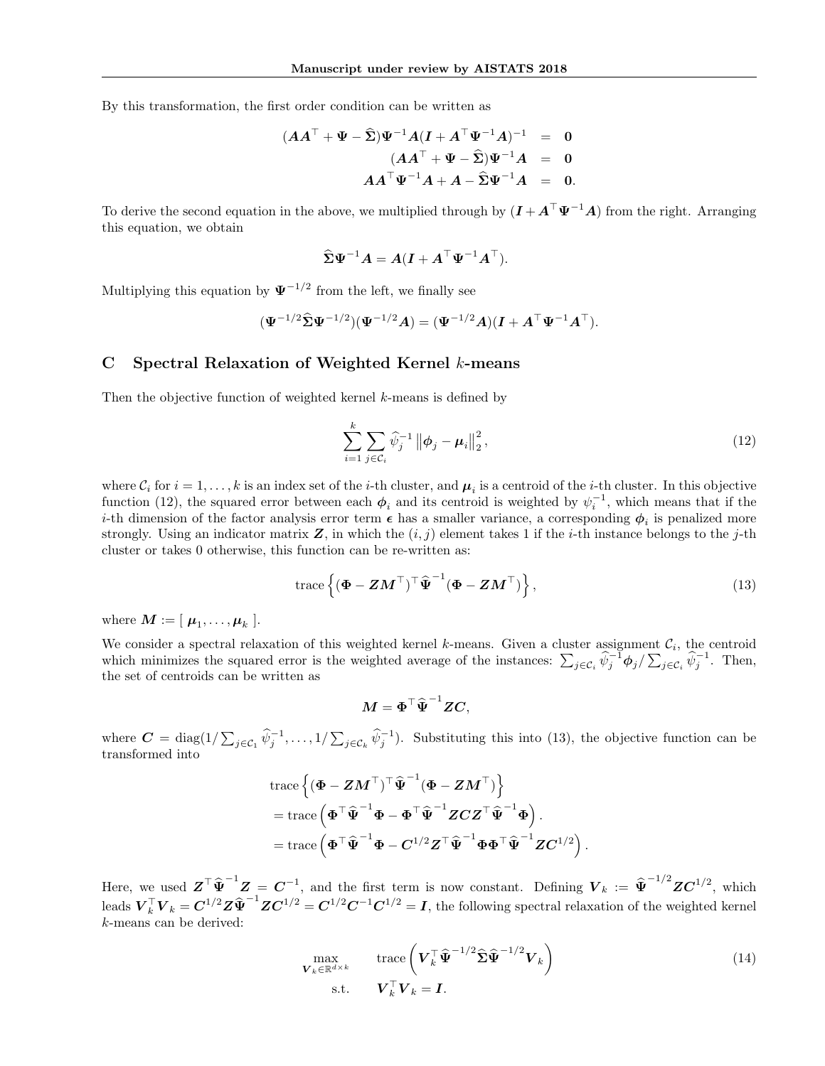By this transformation, the first order condition can be written as

$$
\begin{aligned}
(\boldsymbol{A}\boldsymbol{A}^\top + \boldsymbol{\Psi} - \widehat{\boldsymbol{\Sigma}})\boldsymbol{\Psi}^{-1}\boldsymbol{A}(\boldsymbol{I} + \boldsymbol{A}^\top\boldsymbol{\Psi}^{-1}\boldsymbol{A})^{-1} &= \boldsymbol{0} \\
(\boldsymbol{A}\boldsymbol{A}^\top + \boldsymbol{\Psi} - \widehat{\boldsymbol{\Sigma}})\boldsymbol{\Psi}^{-1}\boldsymbol{A} &= \boldsymbol{0} \\
\boldsymbol{A}\boldsymbol{A}^\top\boldsymbol{\Psi}^{-1}\boldsymbol{A} + \boldsymbol{A} - \widehat{\boldsymbol{\Sigma}}\boldsymbol{\Psi}^{-1}\boldsymbol{A} &= \boldsymbol{0}.
\end{aligned}
$$

To derive the second equation in the above, we multiplied through by $(\boldsymbol{I} + \boldsymbol{A}^\top\boldsymbol{\Psi}^{-1}\boldsymbol{A})$ from the right. Arranging this equation, we obtain

$$
\widehat{\boldsymbol{\Sigma}}\boldsymbol{\Psi}^{-1}\boldsymbol{A} = \boldsymbol{A}(\boldsymbol{I} + \boldsymbol{A}^\top\boldsymbol{\Psi}^{-1}\boldsymbol{A}^\top).
$$

Multiplying this equation by $\boldsymbol{\Psi}^{-1/2}$ from the left, we finally see

$$
(\boldsymbol{\Psi}^{-1/2}\widehat{\boldsymbol{\Sigma}}\boldsymbol{\Psi}^{-1/2})(\boldsymbol{\Psi}^{-1/2}\boldsymbol{A}) = (\boldsymbol{\Psi}^{-1/2}\boldsymbol{A})(\boldsymbol{I} + \boldsymbol{A}^\top\boldsymbol{\Psi}^{-1}\boldsymbol{A}^\top).
$$

## C Spectral Relaxation of Weighted Kernel $k$-means

Then the objective function of weighted kernel $k$-means is defined by

$$
\sum_{i=1}^{k}\sum_{j\in\mathcal{C}_i}\widehat{\psi}_j^{-1}\left\|\boldsymbol{\phi}_j - \boldsymbol{\mu}_i\right\|_2^2, \tag{12}
$$

where $\mathcal{C}_i$ for $i = 1,\dots,k$ is an index set of the $i$-th cluster, and $\boldsymbol{\mu}_i$ is a centroid of the $i$-th cluster. In this objective function (12), the squared error between each $\boldsymbol{\phi}_i$ and its centroid is weighted by $\psi_i^{-1}$, which means that if the $i$-th dimension of the factor analysis error term $\boldsymbol{\epsilon}$ has a smaller variance, a corresponding $\boldsymbol{\phi}_i$ is penalized more strongly. Using an indicator matrix $\boldsymbol{Z}$, in which the $(i,j)$ element takes 1 if the $i$-th instance belongs to the $j$-th cluster or takes 0 otherwise, this function can be re-written as:

$$
\operatorname{trace}\left\{(\boldsymbol{\Phi} - \boldsymbol{Z}\boldsymbol{M}^\top)^\top\widehat{\boldsymbol{\Psi}}^{-1}(\boldsymbol{\Phi} - \boldsymbol{Z}\boldsymbol{M}^\top)\right\}, \tag{13}
$$

where $\boldsymbol{M} := [\ \boldsymbol{\mu}_1,\dots,\boldsymbol{\mu}_k\ ]$.

We consider a spectral relaxation of this weighted kernel $k$-means. Given a cluster assignment $\mathcal{C}_i$, the centroid which minimizes the squared error is the weighted average of the instances: $\sum_{j\in\mathcal{C}_i}\widehat{\psi}_j^{-1}\boldsymbol{\phi}_j/\sum_{j\in\mathcal{C}_i}\widehat{\psi}_j^{-1}$. Then, the set of centroids can be written as

$$
\boldsymbol{M} = \boldsymbol{\Phi}^\top\widehat{\boldsymbol{\Psi}}^{-1}\boldsymbol{Z}\boldsymbol{C},
$$

where $\boldsymbol{C} = \operatorname{diag}(1/\sum_{j\in\mathcal{C}_1}\widehat{\psi}_j^{-1},\dots,1/\sum_{j\in\mathcal{C}_k}\widehat{\psi}_j^{-1})$. Substituting this into (13), the objective function can be transformed into

$$
\begin{aligned}
&\operatorname{trace}\left\{(\boldsymbol{\Phi} - \boldsymbol{Z}\boldsymbol{M}^\top)^\top\widehat{\boldsymbol{\Psi}}^{-1}(\boldsymbol{\Phi} - \boldsymbol{Z}\boldsymbol{M}^\top)\right\} \\
&= \operatorname{trace}\left(\boldsymbol{\Phi}^\top\widehat{\boldsymbol{\Psi}}^{-1}\boldsymbol{\Phi} - \boldsymbol{\Phi}^\top\widehat{\boldsymbol{\Psi}}^{-1}\boldsymbol{Z}\boldsymbol{C}\boldsymbol{Z}^\top\widehat{\boldsymbol{\Psi}}^{-1}\boldsymbol{\Phi}\right). \\
&= \operatorname{trace}\left(\boldsymbol{\Phi}^\top\widehat{\boldsymbol{\Psi}}^{-1}\boldsymbol{\Phi} - \boldsymbol{C}^{1/2}\boldsymbol{Z}^\top\widehat{\boldsymbol{\Psi}}^{-1}\boldsymbol{\Phi}\boldsymbol{\Phi}^\top\widehat{\boldsymbol{\Psi}}^{-1}\boldsymbol{Z}\boldsymbol{C}^{1/2}\right).
\end{aligned}
$$

Here, we used $\boldsymbol{Z}^\top\widehat{\boldsymbol{\Psi}}^{-1}\boldsymbol{Z} = \boldsymbol{C}^{-1}$, and the first term is now constant. Defining $\boldsymbol{V}_k := \widehat{\boldsymbol{\Psi}}^{-1/2}\boldsymbol{Z}\boldsymbol{C}^{1/2}$, which leads $\boldsymbol{V}_k^\top\boldsymbol{V}_k = \boldsymbol{C}^{1/2}\boldsymbol{Z}\widehat{\boldsymbol{\Psi}}^{-1}\boldsymbol{Z}\boldsymbol{C}^{1/2} = \boldsymbol{C}^{1/2}\boldsymbol{C}^{-1}\boldsymbol{C}^{1/2} = \boldsymbol{I}$, the following spectral relaxation of the weighted kernel $k$-means can be derived:

$$
\begin{aligned}
\max_{\boldsymbol{V}_k\in\mathbb{R}^{d\times k}} \quad & \operatorname{trace}\left(\boldsymbol{V}_k^\top\widehat{\boldsymbol{\Psi}}^{-1/2}\widehat{\boldsymbol{\Sigma}}\widehat{\boldsymbol{\Psi}}^{-1/2}\boldsymbol{V}_k\right) \\
\text{s.t.} \quad & \boldsymbol{V}_k^\top\boldsymbol{V}_k = \boldsymbol{I}.
\end{aligned} \tag{14}
$$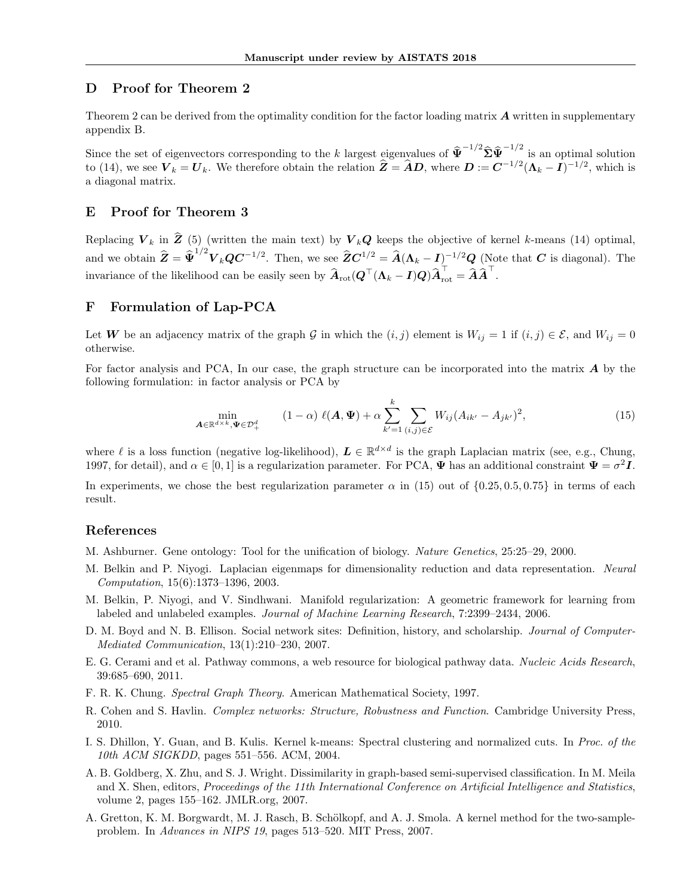## D Proof for Theorem 2

Theorem 2 can be derived from the optimality condition for the factor loading matrix $\boldsymbol{A}$ written in supplementary appendix B.

Since the set of eigenvectors corresponding to the $k$ largest eigenvalues of $\widehat{\boldsymbol{\Psi}}^{-1/2}\widehat{\boldsymbol{\Sigma}}\widehat{\boldsymbol{\Psi}}^{-1/2}$ is an optimal solution to (14), we see $\boldsymbol{V}_k = \boldsymbol{U}_k$. We therefore obtain the relation $\widehat{\boldsymbol{Z}} = \widehat{\boldsymbol{A}}\boldsymbol{D}$, where $\boldsymbol{D} := \boldsymbol{C}^{-1/2}(\boldsymbol{\Lambda}_k - \boldsymbol{I})^{-1/2}$, which is a diagonal matrix.

## E Proof for Theorem 3

Replacing $\boldsymbol{V}_k$ in $\widehat{\boldsymbol{Z}}$ (5) (written the main text) by $\boldsymbol{V}_k\boldsymbol{Q}$ keeps the objective of kernel $k$-means (14) optimal, and we obtain $\widehat{\boldsymbol{Z}} = \widehat{\boldsymbol{\Psi}}^{1/2}\boldsymbol{V}_k\boldsymbol{Q}\boldsymbol{C}^{-1/2}$. Then, we see $\widehat{\boldsymbol{Z}}\boldsymbol{C}^{1/2} = \widehat{\boldsymbol{A}}(\boldsymbol{\Lambda}_k - \boldsymbol{I})^{-1/2}\boldsymbol{Q}$ (Note that $\boldsymbol{C}$ is diagonal). The invariance of the likelihood can be easily seen by $\widehat{\boldsymbol{A}}_{\mathrm{rot}}(\boldsymbol{Q}^\top(\boldsymbol{\Lambda}_k - \boldsymbol{I})\boldsymbol{Q})\widehat{\boldsymbol{A}}_{\mathrm{rot}}^\top = \widehat{\boldsymbol{A}}\widehat{\boldsymbol{A}}^\top$.

## F Formulation of Lap-PCA

Let $\boldsymbol{W}$ be an adjacency matrix of the graph $\mathcal{G}$ in which the $(i, j)$ element is $W_{ij} = 1$ if $(i, j) \in \mathcal{E}$, and $W_{ij} = 0$ otherwise.

For factor analysis and PCA, In our case, the graph structure can be incorporated into the matrix $\boldsymbol{A}$ by the following formulation: in factor analysis or PCA by

$$\min_{\boldsymbol{A}\in\mathbb{R}^{d\times k}, \boldsymbol{\Psi}\in\mathcal{D}_+^d} \quad (1-\alpha)\ \ell(\boldsymbol{A}, \boldsymbol{\Psi}) + \alpha \sum_{k'=1}^{k} \sum_{(i,j)\in\mathcal{E}} W_{ij}(A_{ik'} - A_{jk'})^2, \tag{15}$$

where $\ell$ is a loss function (negative log-likelihood), $\boldsymbol{L} \in \mathbb{R}^{d\times d}$ is the graph Laplacian matrix (see, e.g., Chung, 1997, for detail), and $\alpha \in [0, 1]$ is a regularization parameter. For PCA, $\boldsymbol{\Psi}$ has an additional constraint $\boldsymbol{\Psi} = \sigma^2\boldsymbol{I}$.

In experiments, we chose the best regularization parameter $\alpha$ in (15) out of $\{0.25, 0.5, 0.75\}$ in terms of each result.

## References

M. Ashburner. Gene ontology: Tool for the unification of biology. *Nature Genetics*, 25:25–29, 2000.

M. Belkin and P. Niyogi. Laplacian eigenmaps for dimensionality reduction and data representation. *Neural Computation*, 15(6):1373–1396, 2003.

M. Belkin, P. Niyogi, and V. Sindhwani. Manifold regularization: A geometric framework for learning from labeled and unlabeled examples. *Journal of Machine Learning Research*, 7:2399–2434, 2006.

D. M. Boyd and N. B. Ellison. Social network sites: Definition, history, and scholarship. *Journal of Computer-Mediated Communication*, 13(1):210–230, 2007.

E. G. Cerami and et al. Pathway commons, a web resource for biological pathway data. *Nucleic Acids Research*, 39:685–690, 2011.

F. R. K. Chung. *Spectral Graph Theory*. American Mathematical Society, 1997.

R. Cohen and S. Havlin. *Complex networks: Structure, Robustness and Function*. Cambridge University Press, 2010.

I. S. Dhillon, Y. Guan, and B. Kulis. Kernel k-means: Spectral clustering and normalized cuts. In *Proc. of the 10th ACM SIGKDD*, pages 551–556. ACM, 2004.

A. B. Goldberg, X. Zhu, and S. J. Wright. Dissimilarity in graph-based semi-supervised classification. In M. Meila and X. Shen, editors, *Proceedings of the 11th International Conference on Artificial Intelligence and Statistics*, volume 2, pages 155–162. JMLR.org, 2007.

A. Gretton, K. M. Borgwardt, M. J. Rasch, B. Schölkopf, and A. J. Smola. A kernel method for the two-sample-problem. In *Advances in NIPS 19*, pages 513–520. MIT Press, 2007.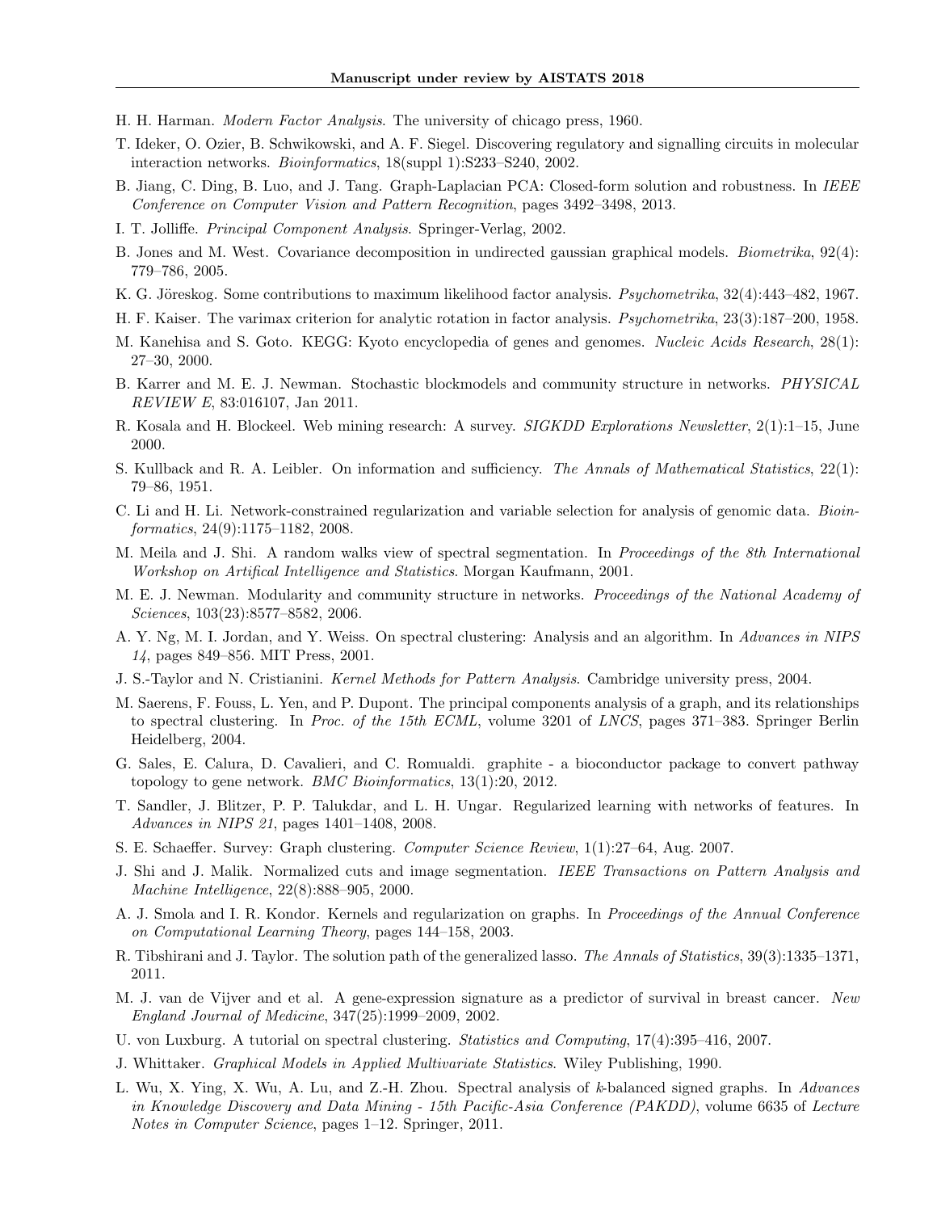H. H. Harman. *Modern Factor Analysis*. The university of chicago press, 1960.

T. Ideker, O. Ozier, B. Schwikowski, and A. F. Siegel. Discovering regulatory and signalling circuits in molecular interaction networks. *Bioinformatics*, 18(suppl 1):S233–S240, 2002.

B. Jiang, C. Ding, B. Luo, and J. Tang. Graph-Laplacian PCA: Closed-form solution and robustness. In *IEEE Conference on Computer Vision and Pattern Recognition*, pages 3492–3498, 2013.

I. T. Jolliffe. *Principal Component Analysis*. Springer-Verlag, 2002.

B. Jones and M. West. Covariance decomposition in undirected gaussian graphical models. *Biometrika*, 92(4): 779–786, 2005.

K. G. Jöreskog. Some contributions to maximum likelihood factor analysis. *Psychometrika*, 32(4):443–482, 1967.

H. F. Kaiser. The varimax criterion for analytic rotation in factor analysis. *Psychometrika*, 23(3):187–200, 1958.

M. Kanehisa and S. Goto. KEGG: Kyoto encyclopedia of genes and genomes. *Nucleic Acids Research*, 28(1): 27–30, 2000.

B. Karrer and M. E. J. Newman. Stochastic blockmodels and community structure in networks. *PHYSICAL REVIEW E*, 83:016107, Jan 2011.

R. Kosala and H. Blockeel. Web mining research: A survey. *SIGKDD Explorations Newsletter*, 2(1):1–15, June 2000.

S. Kullback and R. A. Leibler. On information and sufficiency. *The Annals of Mathematical Statistics*, 22(1): 79–86, 1951.

C. Li and H. Li. Network-constrained regularization and variable selection for analysis of genomic data. *Bioinformatics*, 24(9):1175–1182, 2008.

M. Meila and J. Shi. A random walks view of spectral segmentation. In *Proceedings of the 8th International Workshop on Artifical Intelligence and Statistics*. Morgan Kaufmann, 2001.

M. E. J. Newman. Modularity and community structure in networks. *Proceedings of the National Academy of Sciences*, 103(23):8577–8582, 2006.

A. Y. Ng, M. I. Jordan, and Y. Weiss. On spectral clustering: Analysis and an algorithm. In *Advances in NIPS 14*, pages 849–856. MIT Press, 2001.

J. S.-Taylor and N. Cristianini. *Kernel Methods for Pattern Analysis*. Cambridge university press, 2004.

M. Saerens, F. Fouss, L. Yen, and P. Dupont. The principal components analysis of a graph, and its relationships to spectral clustering. In *Proc. of the 15th ECML*, volume 3201 of *LNCS*, pages 371–383. Springer Berlin Heidelberg, 2004.

G. Sales, E. Calura, D. Cavalieri, and C. Romualdi. graphite - a bioconductor package to convert pathway topology to gene network. *BMC Bioinformatics*, 13(1):20, 2012.

T. Sandler, J. Blitzer, P. P. Talukdar, and L. H. Ungar. Regularized learning with networks of features. In *Advances in NIPS 21*, pages 1401–1408, 2008.

S. E. Schaeffer. Survey: Graph clustering. *Computer Science Review*, 1(1):27–64, Aug. 2007.

J. Shi and J. Malik. Normalized cuts and image segmentation. *IEEE Transactions on Pattern Analysis and Machine Intelligence*, 22(8):888–905, 2000.

A. J. Smola and I. R. Kondor. Kernels and regularization on graphs. In *Proceedings of the Annual Conference on Computational Learning Theory*, pages 144–158, 2003.

R. Tibshirani and J. Taylor. The solution path of the generalized lasso. *The Annals of Statistics*, 39(3):1335–1371, 2011.

M. J. van de Vijver and et al. A gene-expression signature as a predictor of survival in breast cancer. *New England Journal of Medicine*, 347(25):1999–2009, 2002.

U. von Luxburg. A tutorial on spectral clustering. *Statistics and Computing*, 17(4):395–416, 2007.

J. Whittaker. *Graphical Models in Applied Multivariate Statistics*. Wiley Publishing, 1990.

L. Wu, X. Ying, X. Wu, A. Lu, and Z.-H. Zhou. Spectral analysis of $k$-balanced signed graphs. In *Advances in Knowledge Discovery and Data Mining - 15th Pacific-Asia Conference (PAKDD)*, volume 6635 of *Lecture Notes in Computer Science*, pages 1–12. Springer, 2011.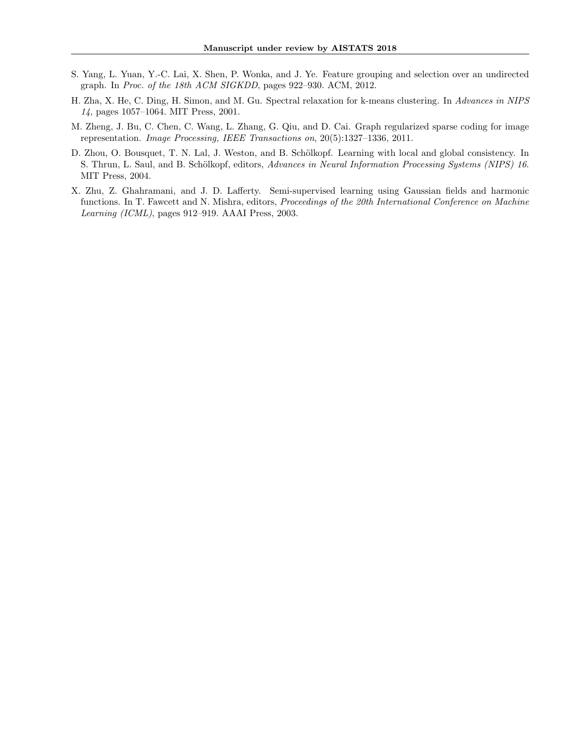S. Yang, L. Yuan, Y.-C. Lai, X. Shen, P. Wonka, and J. Ye. Feature grouping and selection over an undirected graph. In *Proc. of the 18th ACM SIGKDD*, pages 922–930. ACM, 2012.

H. Zha, X. He, C. Ding, H. Simon, and M. Gu. Spectral relaxation for k-means clustering. In *Advances in NIPS 14*, pages 1057–1064. MIT Press, 2001.

M. Zheng, J. Bu, C. Chen, C. Wang, L. Zhang, G. Qiu, and D. Cai. Graph regularized sparse coding for image representation. *Image Processing, IEEE Transactions on*, 20(5):1327–1336, 2011.

D. Zhou, O. Bousquet, T. N. Lal, J. Weston, and B. Schölkopf. Learning with local and global consistency. In S. Thrun, L. Saul, and B. Schölkopf, editors, *Advances in Neural Information Processing Systems (NIPS) 16*. MIT Press, 2004.

X. Zhu, Z. Ghahramani, and J. D. Lafferty. Semi-supervised learning using Gaussian fields and harmonic functions. In T. Fawcett and N. Mishra, editors, *Proceedings of the 20th International Conference on Machine Learning (ICML)*, pages 912–919. AAAI Press, 2003.